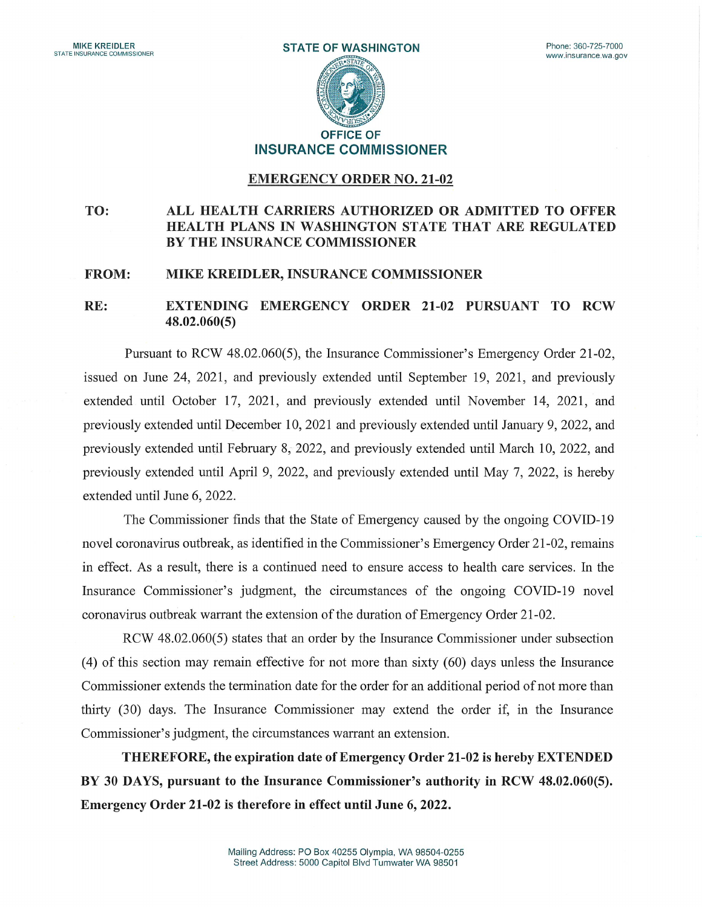MIKE KREIDLER
STATE INSURANCE COMMISSIONER

STATE OF WASHINGTON

Phone: 360-725-7000
www.insurance.wa.gov

OFFICE OF
INSURANCE COMMISSIONER

## EMERGENCY ORDER NO. 21-02

**TO:** **ALL HEALTH CARRIERS AUTHORIZED OR ADMITTED TO OFFER HEALTH PLANS IN WASHINGTON STATE THAT ARE REGULATED BY THE INSURANCE COMMISSIONER**

**FROM:** **MIKE KREIDLER, INSURANCE COMMISSIONER**

**RE:** **EXTENDING EMERGENCY ORDER 21-02 PURSUANT TO RCW 48.02.060(5)**

Pursuant to RCW 48.02.060(5), the Insurance Commissioner's Emergency Order 21-02, issued on June 24, 2021, and previously extended until September 19, 2021, and previously extended until October 17, 2021, and previously extended until November 14, 2021, and previously extended until December 10, 2021 and previously extended until January 9, 2022, and previously extended until February 8, 2022, and previously extended until March 10, 2022, and previously extended until April 9, 2022, and previously extended until May 7, 2022, is hereby extended until June 6, 2022.

The Commissioner finds that the State of Emergency caused by the ongoing COVID-19 novel coronavirus outbreak, as identified in the Commissioner's Emergency Order 21-02, remains in effect. As a result, there is a continued need to ensure access to health care services. In the Insurance Commissioner's judgment, the circumstances of the ongoing COVID-19 novel coronavirus outbreak warrant the extension of the duration of Emergency Order 21-02.

RCW 48.02.060(5) states that an order by the Insurance Commissioner under subsection (4) of this section may remain effective for not more than sixty (60) days unless the Insurance Commissioner extends the termination date for the order for an additional period of not more than thirty (30) days. The Insurance Commissioner may extend the order if, in the Insurance Commissioner's judgment, the circumstances warrant an extension.

**THEREFORE, the expiration date of Emergency Order 21-02 is hereby EXTENDED BY 30 DAYS, pursuant to the Insurance Commissioner's authority in RCW 48.02.060(5). Emergency Order 21-02 is therefore in effect until June 6, 2022.**

Mailing Address: PO Box 40255 Olympia, WA 98504-0255
Street Address: 5000 Capitol Blvd Tumwater WA 98501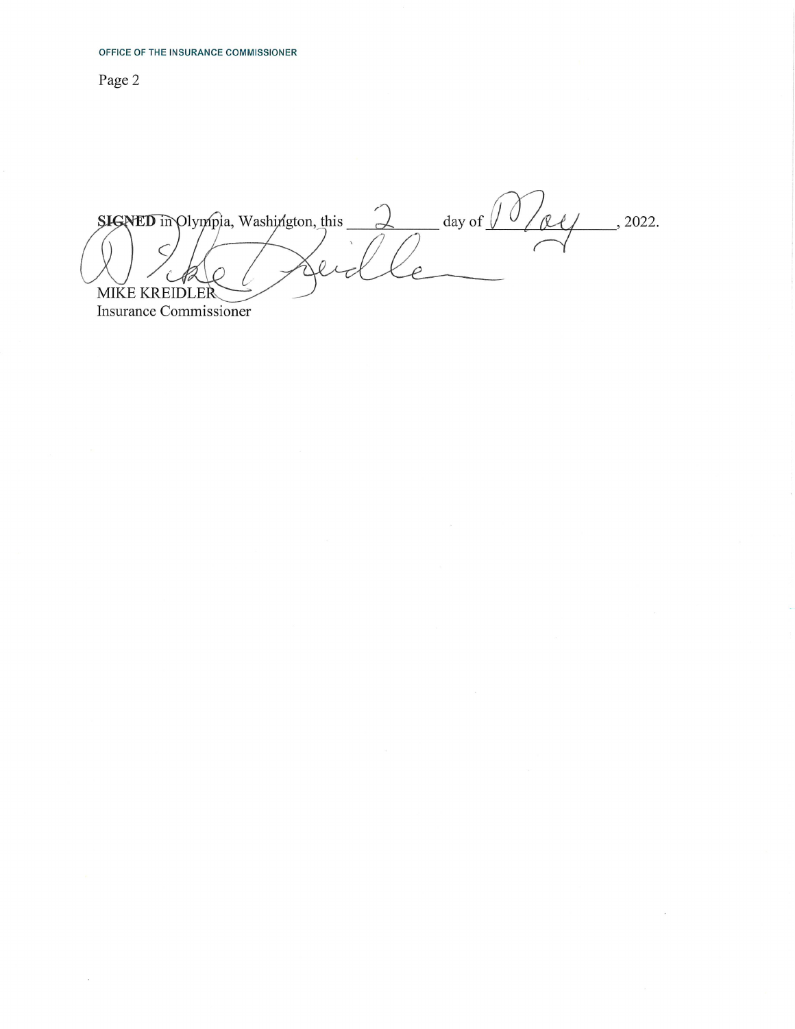**SIGNED** in Olympia, Washington, this 2 day of May, 2022.

MIKE KREIDLER
Insurance Commissioner